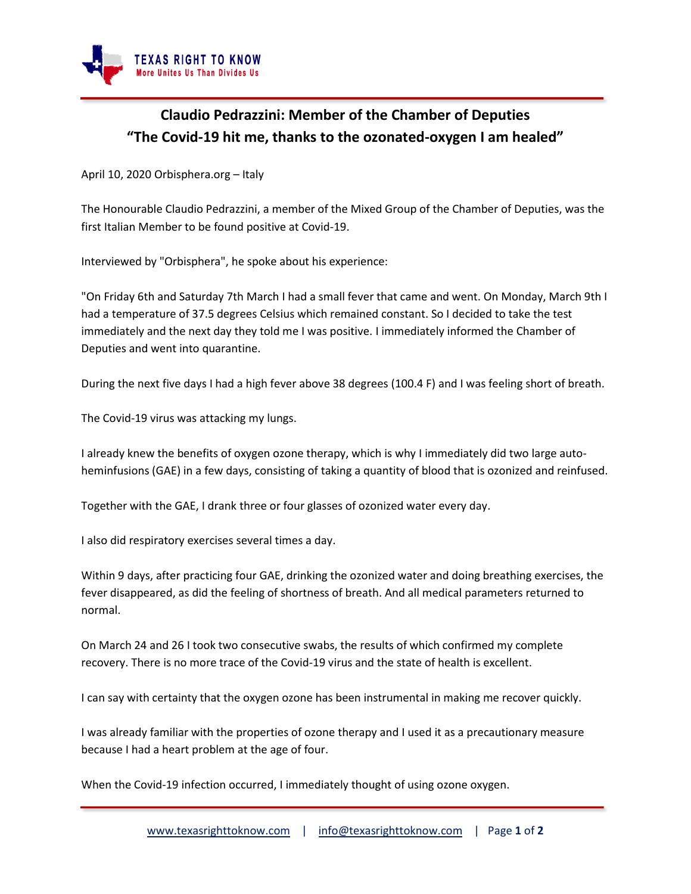# Claudio Pedrazzini: Member of the Chamber of Deputies
# "The Covid-19 hit me, thanks to the ozonated-oxygen I am healed"

April 10, 2020 Orbisphera.org – Italy

The Honourable Claudio Pedrazzini, a member of the Mixed Group of the Chamber of Deputies, was the first Italian Member to be found positive at Covid-19.

Interviewed by "Orbisphera", he spoke about his experience:

"On Friday 6th and Saturday 7th March I had a small fever that came and went. On Monday, March 9th I had a temperature of 37.5 degrees Celsius which remained constant. So I decided to take the test immediately and the next day they told me I was positive. I immediately informed the Chamber of Deputies and went into quarantine.

During the next five days I had a high fever above 38 degrees (100.4 F) and I was feeling short of breath.

The Covid-19 virus was attacking my lungs.

I already knew the benefits of oxygen ozone therapy, which is why I immediately did two large auto-heminfusions (GAE) in a few days, consisting of taking a quantity of blood that is ozonized and reinfused.

Together with the GAE, I drank three or four glasses of ozonized water every day.

I also did respiratory exercises several times a day.

Within 9 days, after practicing four GAE, drinking the ozonized water and doing breathing exercises, the fever disappeared, as did the feeling of shortness of breath. And all medical parameters returned to normal.

On March 24 and 26 I took two consecutive swabs, the results of which confirmed my complete recovery. There is no more trace of the Covid-19 virus and the state of health is excellent.

I can say with certainty that the oxygen ozone has been instrumental in making me recover quickly.

I was already familiar with the properties of ozone therapy and I used it as a precautionary measure because I had a heart problem at the age of four.

When the Covid-19 infection occurred, I immediately thought of using ozone oxygen.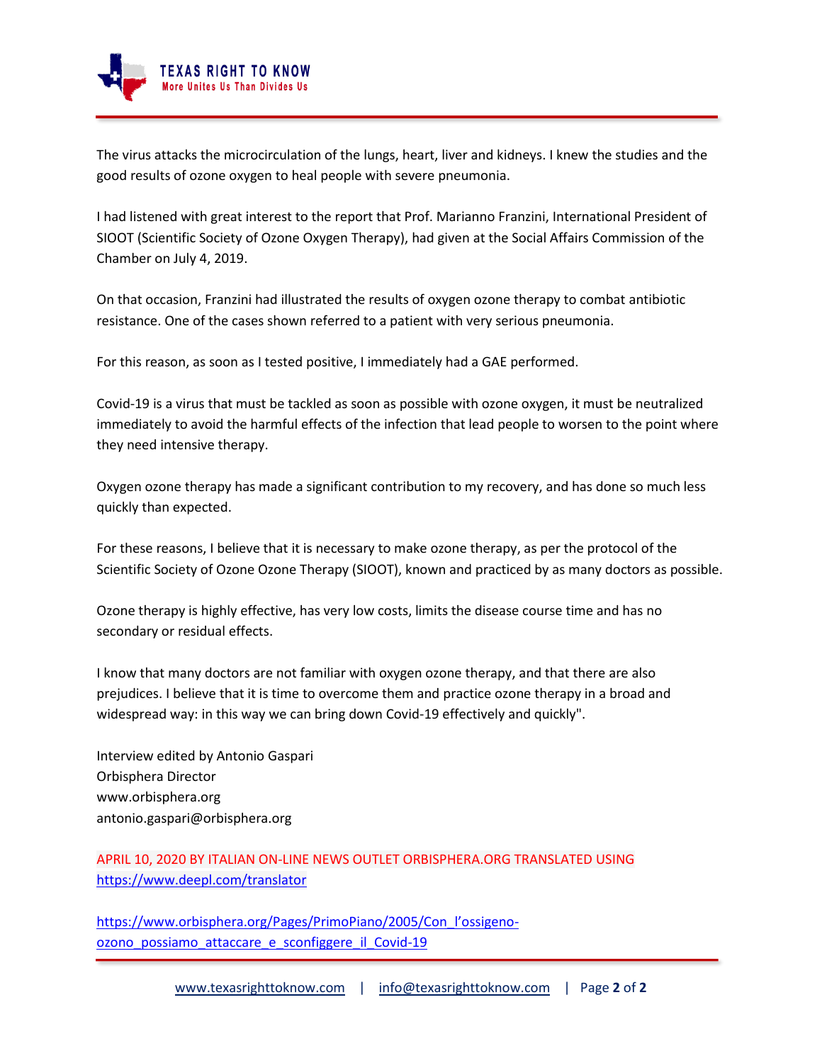The virus attacks the microcirculation of the lungs, heart, liver and kidneys. I knew the studies and the good results of ozone oxygen to heal people with severe pneumonia.

I had listened with great interest to the report that Prof. Marianno Franzini, International President of SIOOT (Scientific Society of Ozone Oxygen Therapy), had given at the Social Affairs Commission of the Chamber on July 4, 2019.

On that occasion, Franzini had illustrated the results of oxygen ozone therapy to combat antibiotic resistance. One of the cases shown referred to a patient with very serious pneumonia.

For this reason, as soon as I tested positive, I immediately had a GAE performed.

Covid-19 is a virus that must be tackled as soon as possible with ozone oxygen, it must be neutralized immediately to avoid the harmful effects of the infection that lead people to worsen to the point where they need intensive therapy.

Oxygen ozone therapy has made a significant contribution to my recovery, and has done so much less quickly than expected.

For these reasons, I believe that it is necessary to make ozone therapy, as per the protocol of the Scientific Society of Ozone Ozone Therapy (SIOOT), known and practiced by as many doctors as possible.

Ozone therapy is highly effective, has very low costs, limits the disease course time and has no secondary or residual effects.

I know that many doctors are not familiar with oxygen ozone therapy, and that there are also prejudices. I believe that it is time to overcome them and practice ozone therapy in a broad and widespread way: in this way we can bring down Covid-19 effectively and quickly".

Interview edited by Antonio Gaspari
Orbisphera Director
www.orbisphera.org
antonio.gaspari@orbisphera.org

APRIL 10, 2020 BY ITALIAN ON-LINE NEWS OUTLET ORBISPHERA.ORG TRANSLATED USING https://www.deepl.com/translator

https://www.orbisphera.org/Pages/PrimoPiano/2005/Con_l'ossigeno-ozono_possiamo_attaccare_e_sconfiggere_il_Covid-19